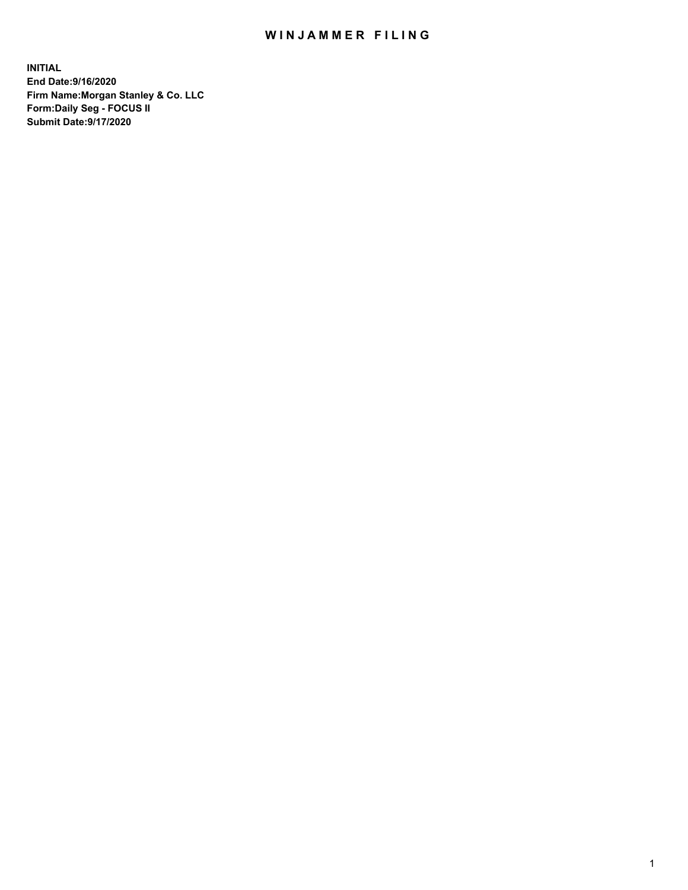# WINJAMMER FILING

**INITIAL**
**End Date:9/16/2020**
**Firm Name:Morgan Stanley & Co. LLC**
**Form:Daily Seg - FOCUS II**
**Submit Date:9/17/2020**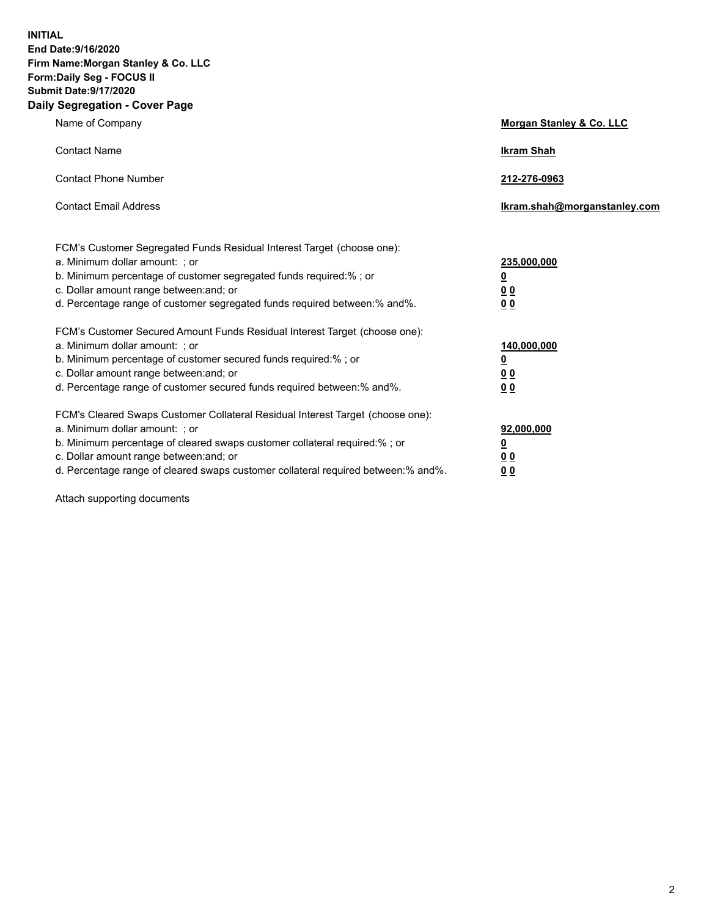**INITIAL**
**End Date:9/16/2020**
**Firm Name:Morgan Stanley & Co. LLC**
**Form:Daily Seg - FOCUS II**
**Submit Date:9/17/2020**

## Daily Segregation - Cover Page

| | |
|---|---|
| Name of Company | **Morgan Stanley & Co. LLC** |
| Contact Name | **Ikram Shah** |
| Contact Phone Number | **212-276-0963** |
| Contact Email Address | **Ikram.shah@morganstanley.com** |

| | |
|---|---|
| FCM's Customer Segregated Funds Residual Interest Target (choose one): | |
| a. Minimum dollar amount: ; or | **235,000,000** |
| b. Minimum percentage of customer segregated funds required:% ; or | **0** |
| c. Dollar amount range between:and; or | **0 0** |
| d. Percentage range of customer segregated funds required between:% and%. | **0 0** |
| FCM's Customer Secured Amount Funds Residual Interest Target (choose one): | |
| a. Minimum dollar amount: ; or | **140,000,000** |
| b. Minimum percentage of customer secured funds required:% ; or | **0** |
| c. Dollar amount range between:and; or | **0 0** |
| d. Percentage range of customer secured funds required between:% and%. | **0 0** |
| FCM's Cleared Swaps Customer Collateral Residual Interest Target (choose one): | |
| a. Minimum dollar amount: ; or | **92,000,000** |
| b. Minimum percentage of cleared swaps customer collateral required:% ; or | **0** |
| c. Dollar amount range between:and; or | **0 0** |
| d. Percentage range of cleared swaps customer collateral required between:% and%. | **0 0** |

Attach supporting documents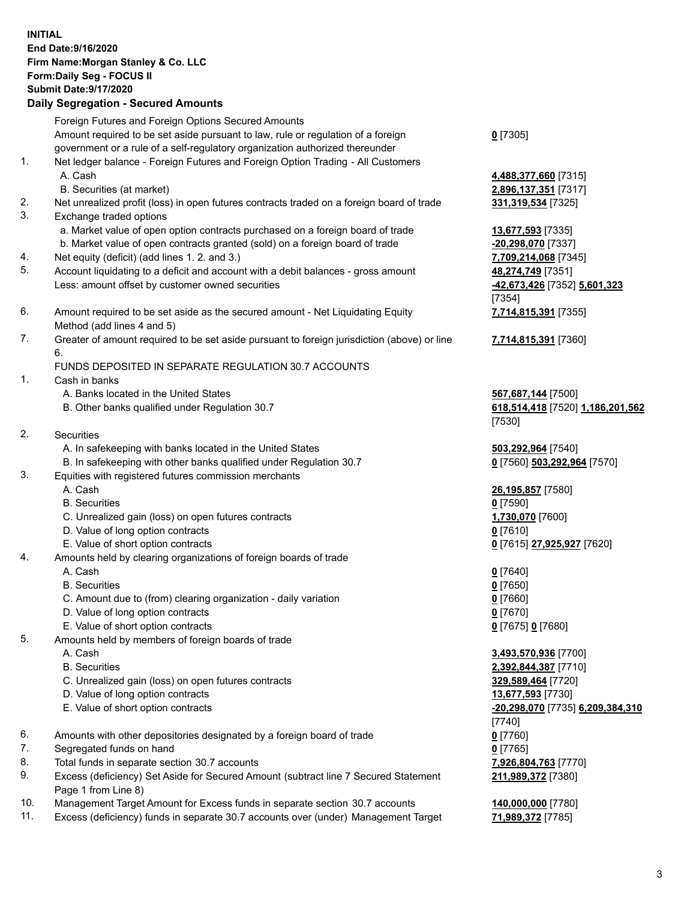**INITIAL**
**End Date:9/16/2020**
**Firm Name:Morgan Stanley & Co. LLC**
**Form:Daily Seg - FOCUS II**
**Submit Date:9/17/2020**

## Daily Segregation - Secured Amounts

| | | |
|---|---|---|
| | Foreign Futures and Foreign Options Secured Amounts | |
| | Amount required to be set aside pursuant to law, rule or regulation of a foreign government or a rule of a self-regulatory organization authorized thereunder | **0** [7305] |
| 1. | Net ledger balance - Foreign Futures and Foreign Option Trading - All Customers | |
| | A. Cash | **4,488,377,660** [7315] |
| | B. Securities (at market) | **2,896,137,351** [7317] |
| 2. | Net unrealized profit (loss) in open futures contracts traded on a foreign board of trade | **331,319,534** [7325] |
| 3. | Exchange traded options | |
| | a. Market value of open option contracts purchased on a foreign board of trade | **13,677,593** [7335] |
| | b. Market value of open contracts granted (sold) on a foreign board of trade | **-20,298,070** [7337] |
| 4. | Net equity (deficit) (add lines 1. 2. and 3.) | **7,709,214,068** [7345] |
| 5. | Account liquidating to a deficit and account with a debit balances - gross amount | **48,274,749** [7351] |
| | Less: amount offset by customer owned securities | **-42,673,426** [7352] **5,601,323** [7354] |
| 6. | Amount required to be set aside as the secured amount - Net Liquidating Equity Method (add lines 4 and 5) | **7,714,815,391** [7355] |
| 7. | Greater of amount required to be set aside pursuant to foreign jurisdiction (above) or line 6. | **7,714,815,391** [7360] |
| | FUNDS DEPOSITED IN SEPARATE REGULATION 30.7 ACCOUNTS | |
| 1. | Cash in banks | |
| | A. Banks located in the United States | **567,687,144** [7500] |
| | B. Other banks qualified under Regulation 30.7 | **618,514,418** [7520] **1,186,201,562** [7530] |
| 2. | Securities | |
| | A. In safekeeping with banks located in the United States | **503,292,964** [7540] |
| | B. In safekeeping with other banks qualified under Regulation 30.7 | **0** [7560] **503,292,964** [7570] |
| 3. | Equities with registered futures commission merchants | |
| | A. Cash | **26,195,857** [7580] |
| | B. Securities | **0** [7590] |
| | C. Unrealized gain (loss) on open futures contracts | **1,730,070** [7600] |
| | D. Value of long option contracts | **0** [7610] |
| | E. Value of short option contracts | **0** [7615] **27,925,927** [7620] |
| 4. | Amounts held by clearing organizations of foreign boards of trade | |
| | A. Cash | **0** [7640] |
| | B. Securities | **0** [7650] |
| | C. Amount due to (from) clearing organization - daily variation | **0** [7660] |
| | D. Value of long option contracts | **0** [7670] |
| | E. Value of short option contracts | **0** [7675] **0** [7680] |
| 5. | Amounts held by members of foreign boards of trade | |
| | A. Cash | **3,493,570,936** [7700] |
| | B. Securities | **2,392,844,387** [7710] |
| | C. Unrealized gain (loss) on open futures contracts | **329,589,464** [7720] |
| | D. Value of long option contracts | **13,677,593** [7730] |
| | E. Value of short option contracts | **-20,298,070** [7735] **6,209,384,310** [7740] |
| 6. | Amounts with other depositories designated by a foreign board of trade | **0** [7760] |
| 7. | Segregated funds on hand | **0** [7765] |
| 8. | Total funds in separate section 30.7 accounts | **7,926,804,763** [7770] |
| 9. | Excess (deficiency) Set Aside for Secured Amount (subtract line 7 Secured Statement Page 1 from Line 8) | **211,989,372** [7380] |
| 10. | Management Target Amount for Excess funds in separate section 30.7 accounts | **140,000,000** [7780] |
| 11. | Excess (deficiency) funds in separate 30.7 accounts over (under) Management Target | **71,989,372** [7785] |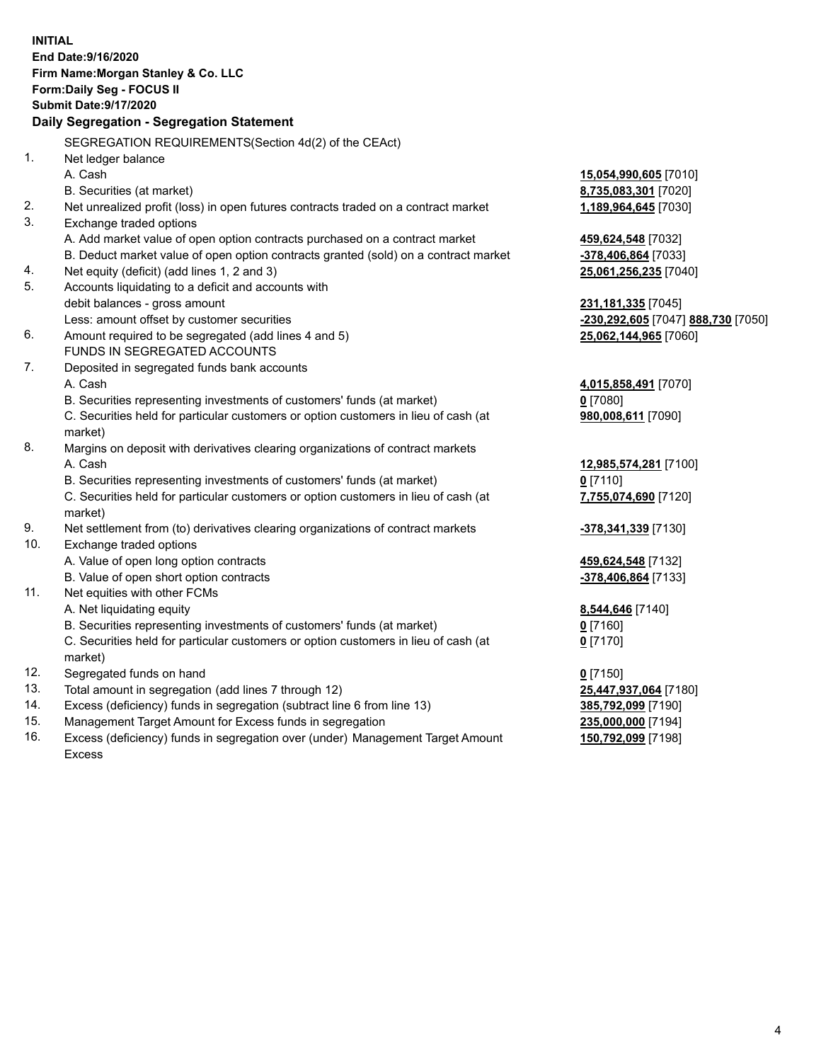**INITIAL**
**End Date:9/16/2020**
**Firm Name:Morgan Stanley & Co. LLC**
**Form:Daily Seg - FOCUS II**
**Submit Date:9/17/2020**

## Daily Segregation - Segregation Statement

SEGREGATION REQUIREMENTS(Section 4d(2) of the CEAct)

| | | |
|---|---|---|
| 1. | Net ledger balance | |
| | A. Cash | **15,054,990,605** [7010] |
| | B. Securities (at market) | **8,735,083,301** [7020] |
| 2. | Net unrealized profit (loss) in open futures contracts traded on a contract market | **1,189,964,645** [7030] |
| 3. | Exchange traded options | |
| | A. Add market value of open option contracts purchased on a contract market | **459,624,548** [7032] |
| | B. Deduct market value of open option contracts granted (sold) on a contract market | **-378,406,864** [7033] |
| 4. | Net equity (deficit) (add lines 1, 2 and 3) | **25,061,256,235** [7040] |
| 5. | Accounts liquidating to a deficit and accounts with | |
| | debit balances - gross amount | **231,181,335** [7045] |
| | Less: amount offset by customer securities | **-230,292,605** [7047] **888,730** [7050] |
| 6. | Amount required to be segregated (add lines 4 and 5) | **25,062,144,965** [7060] |
| | FUNDS IN SEGREGATED ACCOUNTS | |
| 7. | Deposited in segregated funds bank accounts | |
| | A. Cash | **4,015,858,491** [7070] |
| | B. Securities representing investments of customers' funds (at market) | **0** [7080] |
| | C. Securities held for particular customers or option customers in lieu of cash (at market) | **980,008,611** [7090] |
| 8. | Margins on deposit with derivatives clearing organizations of contract markets | |
| | A. Cash | **12,985,574,281** [7100] |
| | B. Securities representing investments of customers' funds (at market) | **0** [7110] |
| | C. Securities held for particular customers or option customers in lieu of cash (at market) | **7,755,074,690** [7120] |
| 9. | Net settlement from (to) derivatives clearing organizations of contract markets | **-378,341,339** [7130] |
| 10. | Exchange traded options | |
| | A. Value of open long option contracts | **459,624,548** [7132] |
| | B. Value of open short option contracts | **-378,406,864** [7133] |
| 11. | Net equities with other FCMs | |
| | A. Net liquidating equity | **8,544,646** [7140] |
| | B. Securities representing investments of customers' funds (at market) | **0** [7160] |
| | C. Securities held for particular customers or option customers in lieu of cash (at market) | **0** [7170] |
| 12. | Segregated funds on hand | **0** [7150] |
| 13. | Total amount in segregation (add lines 7 through 12) | **25,447,937,064** [7180] |
| 14. | Excess (deficiency) funds in segregation (subtract line 6 from line 13) | **385,792,099** [7190] |
| 15. | Management Target Amount for Excess funds in segregation | **235,000,000** [7194] |
| 16. | Excess (deficiency) funds in segregation over (under) Management Target Amount Excess | **150,792,099** [7198] |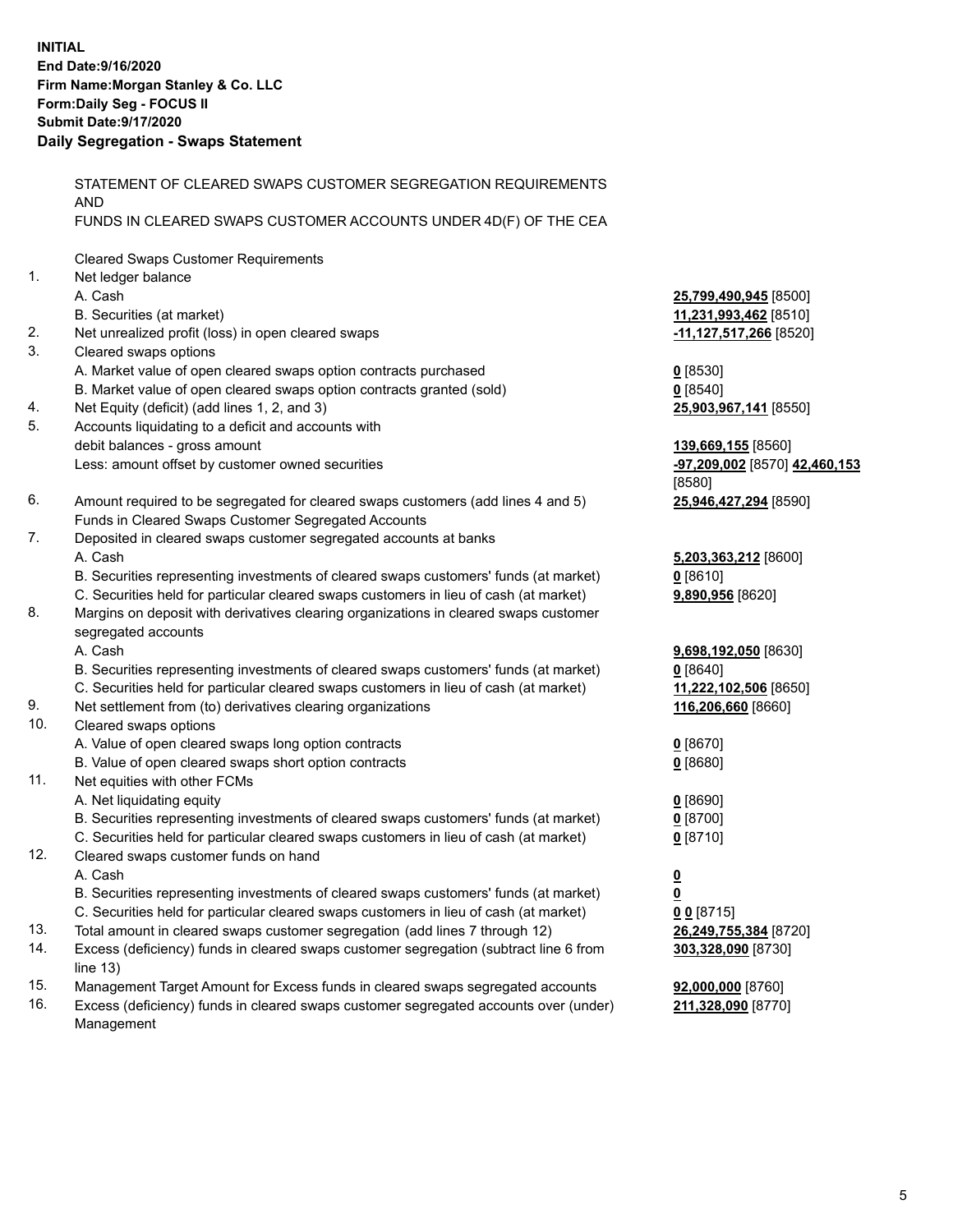**INITIAL**
**End Date:9/16/2020**
**Firm Name:Morgan Stanley & Co. LLC**
**Form:Daily Seg - FOCUS II**
**Submit Date:9/17/2020**
**Daily Segregation - Swaps Statement**

STATEMENT OF CLEARED SWAPS CUSTOMER SEGREGATION REQUIREMENTS AND FUNDS IN CLEARED SWAPS CUSTOMER ACCOUNTS UNDER 4D(F) OF THE CEA

| | | |
|---|---|---|
| | Cleared Swaps Customer Requirements | |
| 1. | Net ledger balance | |
| | A. Cash | **25,799,490,945** [8500] |
| | B. Securities (at market) | **11,231,993,462** [8510] |
| 2. | Net unrealized profit (loss) in open cleared swaps | **-11,127,517,266** [8520] |
| 3. | Cleared swaps options | |
| | A. Market value of open cleared swaps option contracts purchased | **0** [8530] |
| | B. Market value of open cleared swaps option contracts granted (sold) | **0** [8540] |
| 4. | Net Equity (deficit) (add lines 1, 2, and 3) | **25,903,967,141** [8550] |
| 5. | Accounts liquidating to a deficit and accounts with debit balances - gross amount | **139,669,155** [8560] |
| | Less: amount offset by customer owned securities | **-97,209,002** [8570] **42,460,153** [8580] |
| 6. | Amount required to be segregated for cleared swaps customers (add lines 4 and 5) | **25,946,427,294** [8590] |
| | Funds in Cleared Swaps Customer Segregated Accounts | |
| 7. | Deposited in cleared swaps customer segregated accounts at banks | |
| | A. Cash | **5,203,363,212** [8600] |
| | B. Securities representing investments of cleared swaps customers' funds (at market) | **0** [8610] |
| | C. Securities held for particular cleared swaps customers in lieu of cash (at market) | **9,890,956** [8620] |
| 8. | Margins on deposit with derivatives clearing organizations in cleared swaps customer segregated accounts | |
| | A. Cash | **9,698,192,050** [8630] |
| | B. Securities representing investments of cleared swaps customers' funds (at market) | **0** [8640] |
| | C. Securities held for particular cleared swaps customers in lieu of cash (at market) | **11,222,102,506** [8650] |
| 9. | Net settlement from (to) derivatives clearing organizations | **116,206,660** [8660] |
| 10. | Cleared swaps options | |
| | A. Value of open cleared swaps long option contracts | **0** [8670] |
| | B. Value of open cleared swaps short option contracts | **0** [8680] |
| 11. | Net equities with other FCMs | |
| | A. Net liquidating equity | **0** [8690] |
| | B. Securities representing investments of cleared swaps customers' funds (at market) | **0** [8700] |
| | C. Securities held for particular cleared swaps customers in lieu of cash (at market) | **0** [8710] |
| 12. | Cleared swaps customer funds on hand | |
| | A. Cash | **0** |
| | B. Securities representing investments of cleared swaps customers' funds (at market) | **0** |
| | C. Securities held for particular cleared swaps customers in lieu of cash (at market) | **0** **0** [8715] |
| 13. | Total amount in cleared swaps customer segregation (add lines 7 through 12) | **26,249,755,384** [8720] |
| 14. | Excess (deficiency) funds in cleared swaps customer segregation (subtract line 6 from line 13) | **303,328,090** [8730] |
| 15. | Management Target Amount for Excess funds in cleared swaps segregated accounts | **92,000,000** [8760] |
| 16. | Excess (deficiency) funds in cleared swaps customer segregated accounts over (under) Management | **211,328,090** [8770] |